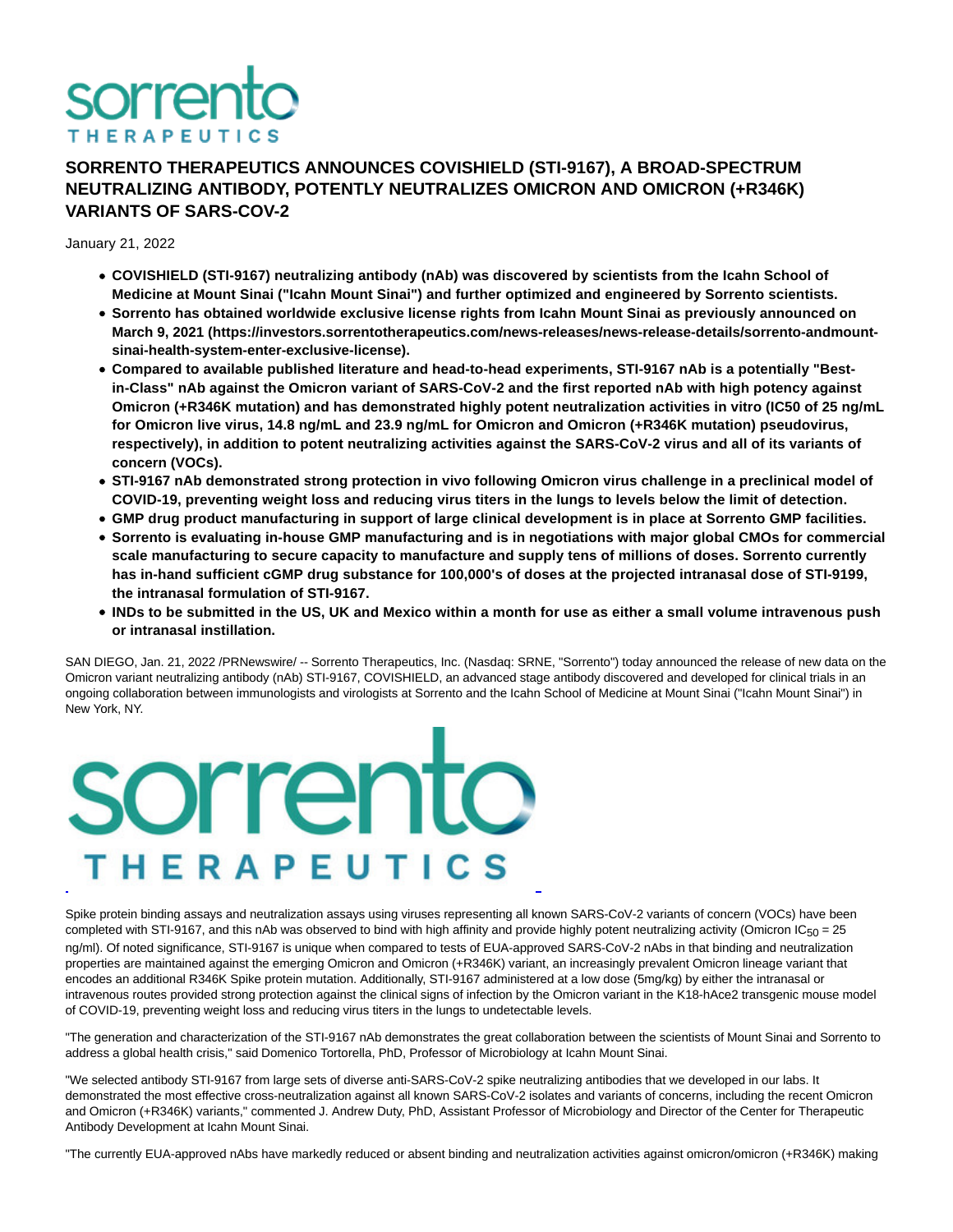# SORRENTO THERAPEUTICS ANNOUNCES COVISHIELD (STI-9167), A BROAD-SPECTRUM NEUTRALIZING ANTIBODY, POTENTLY NEUTRALIZES OMICRON AND OMICRON (+R346K) VARIANTS OF SARS-COV-2

January 21, 2022

- **COVISHIELD (STI-9167) neutralizing antibody (nAb) was discovered by scientists from the Icahn School of Medicine at Mount Sinai ("Icahn Mount Sinai") and further optimized and engineered by Sorrento scientists.**
- **Sorrento has obtained worldwide exclusive license rights from Icahn Mount Sinai as previously announced on March 9, 2021 (https://investors.sorrentotherapeutics.com/news-releases/news-release-details/sorrento-andmount-sinai-health-system-enter-exclusive-license).**
- **Compared to available published literature and head-to-head experiments, STI-9167 nAb is a potentially "Best-in-Class" nAb against the Omicron variant of SARS-CoV-2 and the first reported nAb with high potency against Omicron (+R346K mutation) and has demonstrated highly potent neutralization activities in vitro (IC50 of 25 ng/mL for Omicron live virus, 14.8 ng/mL and 23.9 ng/mL for Omicron and Omicron (+R346K mutation) pseudovirus, respectively), in addition to potent neutralizing activities against the SARS-CoV-2 virus and all of its variants of concern (VOCs).**
- **STI-9167 nAb demonstrated strong protection in vivo following Omicron virus challenge in a preclinical model of COVID-19, preventing weight loss and reducing virus titers in the lungs to levels below the limit of detection.**
- **GMP drug product manufacturing in support of large clinical development is in place at Sorrento GMP facilities.**
- **Sorrento is evaluating in-house GMP manufacturing and is in negotiations with major global CMOs for commercial scale manufacturing to secure capacity to manufacture and supply tens of millions of doses. Sorrento currently has in-hand sufficient cGMP drug substance for 100,000's of doses at the projected intranasal dose of STI-9199, the intranasal formulation of STI-9167.**
- **INDs to be submitted in the US, UK and Mexico within a month for use as either a small volume intravenous push or intranasal instillation.**

SAN DIEGO, Jan. 21, 2022 /PRNewswire/ -- Sorrento Therapeutics, Inc. (Nasdaq: SRNE, "Sorrento") today announced the release of new data on the Omicron variant neutralizing antibody (nAb) STI-9167, COVISHIELD, an advanced stage antibody discovered and developed for clinical trials in an ongoing collaboration between immunologists and virologists at Sorrento and the Icahn School of Medicine at Mount Sinai ("Icahn Mount Sinai") in New York, NY.

Spike protein binding assays and neutralization assays using viruses representing all known SARS-CoV-2 variants of concern (VOCs) have been completed with STI-9167, and this nAb was observed to bind with high affinity and provide highly potent neutralizing activity (Omicron $IC_{50}$ = 25 ng/ml). Of noted significance, STI-9167 is unique when compared to tests of EUA-approved SARS-CoV-2 nAbs in that binding and neutralization properties are maintained against the emerging Omicron and Omicron (+R346K) variant, an increasingly prevalent Omicron lineage variant that encodes an additional R346K Spike protein mutation. Additionally, STI-9167 administered at a low dose (5mg/kg) by either the intranasal or intravenous routes provided strong protection against the clinical signs of infection by the Omicron variant in the K18-hAce2 transgenic mouse model of COVID-19, preventing weight loss and reducing virus titers in the lungs to undetectable levels.

"The generation and characterization of the STI-9167 nAb demonstrates the great collaboration between the scientists of Mount Sinai and Sorrento to address a global health crisis," said Domenico Tortorella, PhD, Professor of Microbiology at Icahn Mount Sinai.

"We selected antibody STI-9167 from large sets of diverse anti-SARS-CoV-2 spike neutralizing antibodies that we developed in our labs. It demonstrated the most effective cross-neutralization against all known SARS-CoV-2 isolates and variants of concerns, including the recent Omicron and Omicron (+R346K) variants," commented J. Andrew Duty, PhD, Assistant Professor of Microbiology and Director of the Center for Therapeutic Antibody Development at Icahn Mount Sinai.

"The currently EUA-approved nAbs have markedly reduced or absent binding and neutralization activities against omicron/omicron (+R346K) making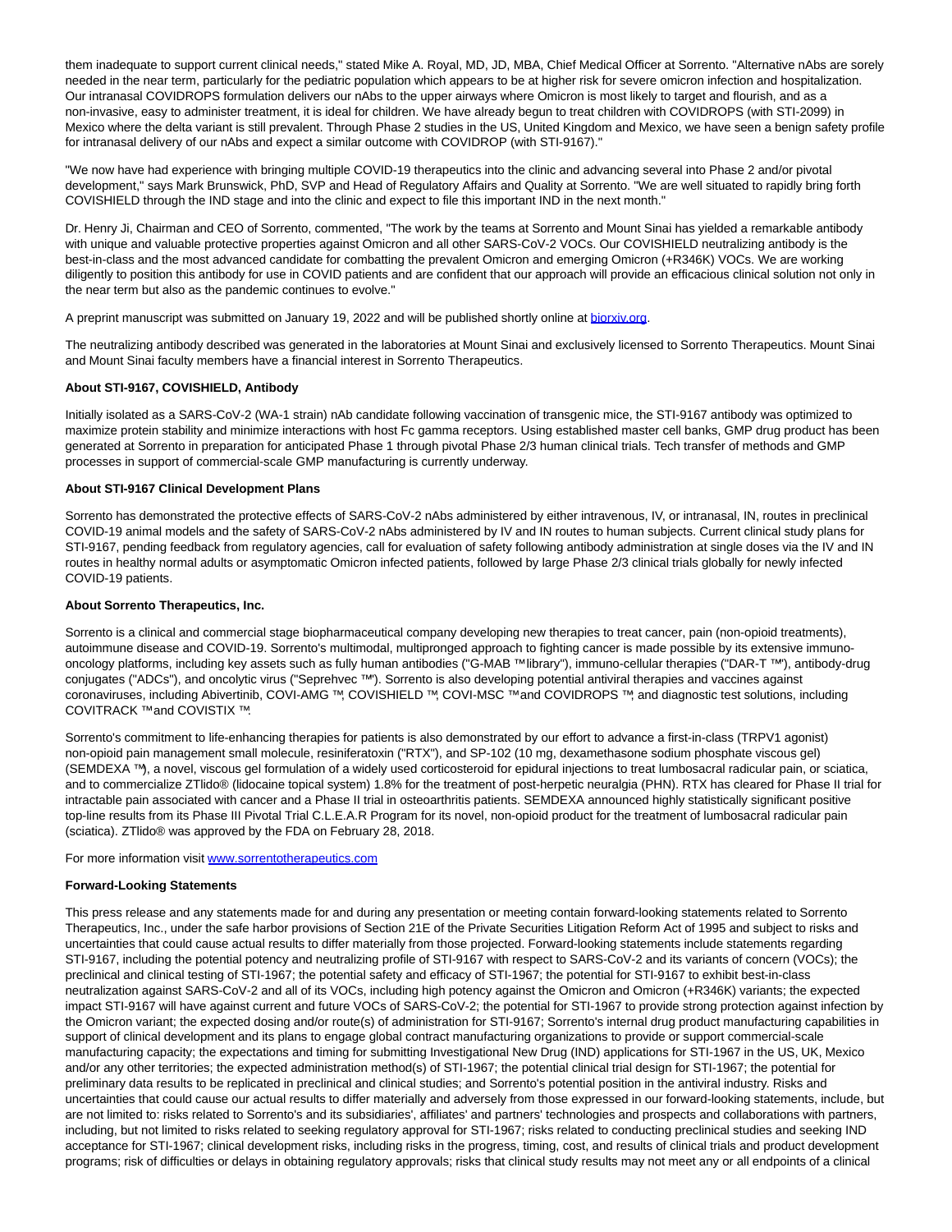them inadequate to support current clinical needs," stated Mike A. Royal, MD, JD, MBA, Chief Medical Officer at Sorrento. "Alternative nAbs are sorely needed in the near term, particularly for the pediatric population which appears to be at higher risk for severe omicron infection and hospitalization. Our intranasal COVIDROPS formulation delivers our nAbs to the upper airways where Omicron is most likely to target and flourish, and as a non-invasive, easy to administer treatment, it is ideal for children. We have already begun to treat children with COVIDROPS (with STI-2099) in Mexico where the delta variant is still prevalent. Through Phase 2 studies in the US, United Kingdom and Mexico, we have seen a benign safety profile for intranasal delivery of our nAbs and expect a similar outcome with COVIDROP (with STI-9167)."

"We now have had experience with bringing multiple COVID-19 therapeutics into the clinic and advancing several into Phase 2 and/or pivotal development," says Mark Brunswick, PhD, SVP and Head of Regulatory Affairs and Quality at Sorrento. "We are well situated to rapidly bring forth COVISHIELD through the IND stage and into the clinic and expect to file this important IND in the next month."

Dr. Henry Ji, Chairman and CEO of Sorrento, commented, "The work by the teams at Sorrento and Mount Sinai has yielded a remarkable antibody with unique and valuable protective properties against Omicron and all other SARS-CoV-2 VOCs. Our COVISHIELD neutralizing antibody is the best-in-class and the most advanced candidate for combatting the prevalent Omicron and emerging Omicron (+R346K) VOCs. We are working diligently to position this antibody for use in COVID patients and are confident that our approach will provide an efficacious clinical solution not only in the near term but also as the pandemic continues to evolve."

A preprint manuscript was submitted on January 19, 2022 and will be published shortly online at [biorxiv.org](biorxiv.org).

The neutralizing antibody described was generated in the laboratories at Mount Sinai and exclusively licensed to Sorrento Therapeutics. Mount Sinai and Mount Sinai faculty members have a financial interest in Sorrento Therapeutics.

**About STI-9167, COVISHIELD, Antibody**

Initially isolated as a SARS-CoV-2 (WA-1 strain) nAb candidate following vaccination of transgenic mice, the STI-9167 antibody was optimized to maximize protein stability and minimize interactions with host Fc gamma receptors. Using established master cell banks, GMP drug product has been generated at Sorrento in preparation for anticipated Phase 1 through pivotal Phase 2/3 human clinical trials. Tech transfer of methods and GMP processes in support of commercial-scale GMP manufacturing is currently underway.

**About STI-9167 Clinical Development Plans**

Sorrento has demonstrated the protective effects of SARS-CoV-2 nAbs administered by either intravenous, IV, or intranasal, IN, routes in preclinical COVID-19 animal models and the safety of SARS-CoV-2 nAbs administered by IV and IN routes to human subjects. Current clinical study plans for STI-9167, pending feedback from regulatory agencies, call for evaluation of safety following antibody administration at single doses via the IV and IN routes in healthy normal adults or asymptomatic Omicron infected patients, followed by large Phase 2/3 clinical trials globally for newly infected COVID-19 patients.

**About Sorrento Therapeutics, Inc.**

Sorrento is a clinical and commercial stage biopharmaceutical company developing new therapies to treat cancer, pain (non-opioid treatments), autoimmune disease and COVID-19. Sorrento's multimodal, multipronged approach to fighting cancer is made possible by its extensive immuno-oncology platforms, including key assets such as fully human antibodies ("G-MAB ™ library"), immuno-cellular therapies ("DAR-T ™"), antibody-drug conjugates ("ADCs"), and oncolytic virus ("Seprehvec ™"). Sorrento is also developing potential antiviral therapies and vaccines against coronaviruses, including Abivertinib, COVI-AMG ™, COVISHIELD ™, COVI-MSC ™ and COVIDROPS ™; and diagnostic test solutions, including COVITRACK ™ and COVISTIX ™.

Sorrento's commitment to life-enhancing therapies for patients is also demonstrated by our effort to advance a first-in-class (TRPV1 agonist) non-opioid pain management small molecule, resiniferatoxin ("RTX"), and SP-102 (10 mg, dexamethasone sodium phosphate viscous gel) (SEMDEXA ™), a novel, viscous gel formulation of a widely used corticosteroid for epidural injections to treat lumbosacral radicular pain, or sciatica, and to commercialize ZTlido® (lidocaine topical system) 1.8% for the treatment of post-herpetic neuralgia (PHN). RTX has cleared for Phase II trial for intractable pain associated with cancer and a Phase II trial in osteoarthritis patients. SEMDEXA announced highly statistically significant positive top-line results from its Phase III Pivotal Trial C.L.E.A.R Program for its novel, non-opioid product for the treatment of lumbosacral radicular pain (sciatica). ZTlido® was approved by the FDA on February 28, 2018.

For more information visit [www.sorrentotherapeutics.com](www.sorrentotherapeutics.com)

**Forward-Looking Statements**

This press release and any statements made for and during any presentation or meeting contain forward-looking statements related to Sorrento Therapeutics, Inc., under the safe harbor provisions of Section 21E of the Private Securities Litigation Reform Act of 1995 and subject to risks and uncertainties that could cause actual results to differ materially from those projected. Forward-looking statements include statements regarding STI-9167, including the potential potency and neutralizing profile of STI-9167 with respect to SARS-CoV-2 and its variants of concern (VOCs); the preclinical and clinical testing of STI-1967; the potential safety and efficacy of STI-1967; the potential for STI-9167 to exhibit best-in-class neutralization against SARS-CoV-2 and all of its VOCs, including high potency against the Omicron and Omicron (+R346K) variants; the expected impact STI-9167 will have against current and future VOCs of SARS-CoV-2; the potential for STI-1967 to provide strong protection against infection by the Omicron variant; the expected dosing and/or route(s) of administration for STI-9167; Sorrento's internal drug product manufacturing capabilities in support of clinical development and its plans to engage global contract manufacturing organizations to provide or support commercial-scale manufacturing capacity; the expectations and timing for submitting Investigational New Drug (IND) applications for STI-1967 in the US, UK, Mexico and/or any other territories; the expected administration method(s) of STI-1967; the potential clinical trial design for STI-1967; the potential for preliminary data results to be replicated in preclinical and clinical studies; and Sorrento's potential position in the antiviral industry. Risks and uncertainties that could cause our actual results to differ materially and adversely from those expressed in our forward-looking statements, include, but are not limited to: risks related to Sorrento's and its subsidiaries', affiliates' and partners' technologies and prospects and collaborations with partners, including, but not limited to risks related to seeking regulatory approval for STI-1967; risks related to conducting preclinical studies and seeking IND acceptance for STI-1967; clinical development risks, including risks in the progress, timing, cost, and results of clinical trials and product development programs; risk of difficulties or delays in obtaining regulatory approvals; risks that clinical study results may not meet any or all endpoints of a clinical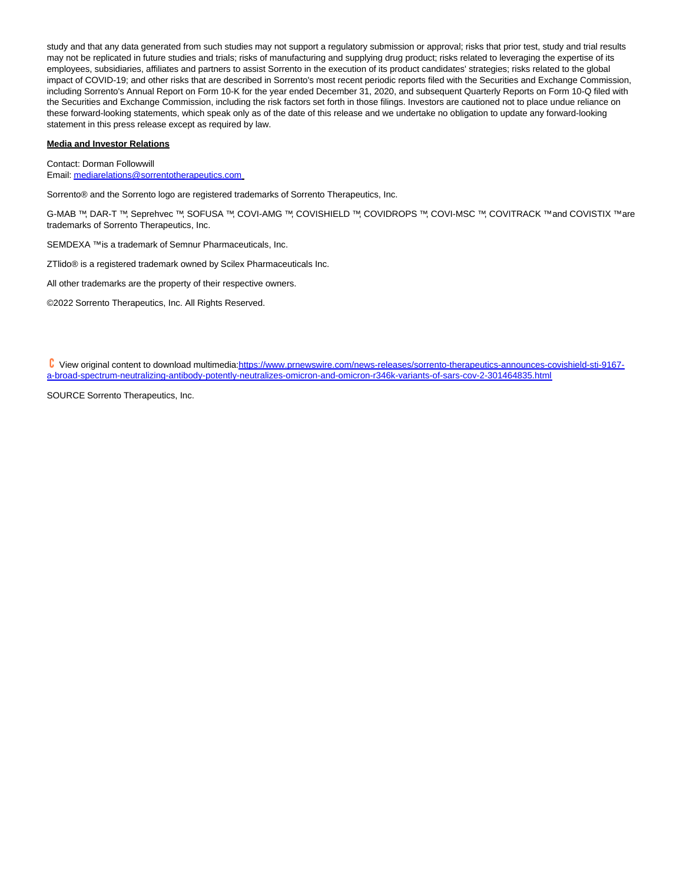study and that any data generated from such studies may not support a regulatory submission or approval; risks that prior test, study and trial results may not be replicated in future studies and trials; risks of manufacturing and supplying drug product; risks related to leveraging the expertise of its employees, subsidiaries, affiliates and partners to assist Sorrento in the execution of its product candidates' strategies; risks related to the global impact of COVID-19; and other risks that are described in Sorrento's most recent periodic reports filed with the Securities and Exchange Commission, including Sorrento's Annual Report on Form 10-K for the year ended December 31, 2020, and subsequent Quarterly Reports on Form 10-Q filed with the Securities and Exchange Commission, including the risk factors set forth in those filings. Investors are cautioned not to place undue reliance on these forward-looking statements, which speak only as of the date of this release and we undertake no obligation to update any forward-looking statement in this press release except as required by law.

**Media and Investor Relations**

Contact: Dorman Followwill
Email: mediarelations@sorrentotherapeutics.com

Sorrento® and the Sorrento logo are registered trademarks of Sorrento Therapeutics, Inc.

G-MAB ™, DAR-T ™, Seprehvec ™, SOFUSA ™, COVI-AMG ™, COVISHIELD ™, COVIDROPS ™, COVI-MSC ™, COVITRACK ™ and COVISTIX ™ are trademarks of Sorrento Therapeutics, Inc.

SEMDEXA ™ is a trademark of Semnur Pharmaceuticals, Inc.

ZTlido® is a registered trademark owned by Scilex Pharmaceuticals Inc.

All other trademarks are the property of their respective owners.

©2022 Sorrento Therapeutics, Inc. All Rights Reserved.

View original content to download multimedia:https://www.prnewswire.com/news-releases/sorrento-therapeutics-announces-covishield-sti-9167-a-broad-spectrum-neutralizing-antibody-potently-neutralizes-omicron-and-omicron-r346k-variants-of-sars-cov-2-301464835.html

SOURCE Sorrento Therapeutics, Inc.